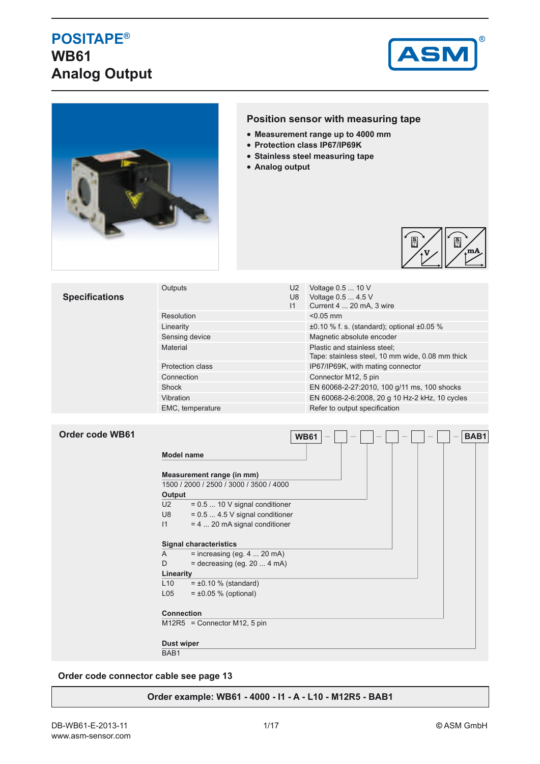# POSITAPE®
# WB61
# Analog Output

## Position sensor with measuring tape

- **Measurement range up to 4000 mm**
- **Protection class IP67/IP69K**
- **Stainless steel measuring tape**
- **Analog output**

## Specifications

| | | |
|---|---|---|
| Outputs | U2 | Voltage 0.5 ... 10 V |
| | U8 | Voltage 0.5 ... 4.5 V |
| | I1 | Current 4 ... 20 mA, 3 wire |
| Resolution | | <0.05 mm |
| Linearity | | ±0.10 % f. s. (standard); optional ±0.05 % |
| Sensing device | | Magnetic absolute encoder |
| Material | | Plastic and stainless steel; Tape: stainless steel, 10 mm wide, 0.08 mm thick |
| Protection class | | IP67/IP69K, with mating connector |
| Connection | | Connector M12, 5 pin |
| Shock | | EN 60068-2-27:2010, 100 g/11 ms, 100 shocks |
| Vibration | | EN 60068-2-6:2008, 20 g 10 Hz-2 kHz, 10 cycles |
| EMC, temperature | | Refer to output specification |

## Order code WB61

WB61 - ☐ - ☐ - ☐ - ☐ - ☐ - BAB1

**Model name**

**Measurement range (in mm)**
1500 / 2000 / 2500 / 3000 / 3500 / 4000

**Output**
U2 = 0.5 ... 10 V signal conditioner
U8 = 0.5 ... 4.5 V signal conditioner
I1 = 4 ... 20 mA signal conditioner

**Signal characteristics**
A = increasing (eg. 4 ... 20 mA)
D = decreasing (eg. 20 ... 4 mA)

**Linearity**
L10 = ±0.10 % (standard)
L05 = ±0.05 % (optional)

**Connection**
M12R5 = Connector M12, 5 pin

**Dust wiper**
BAB1

**Order code connector cable see page 13**

**Order example: WB61 - 4000 - I1 - A - L10 - M12R5 - BAB1**

DB-WB61-E-2013-11
www.asm-sensor.com

© ASM GmbH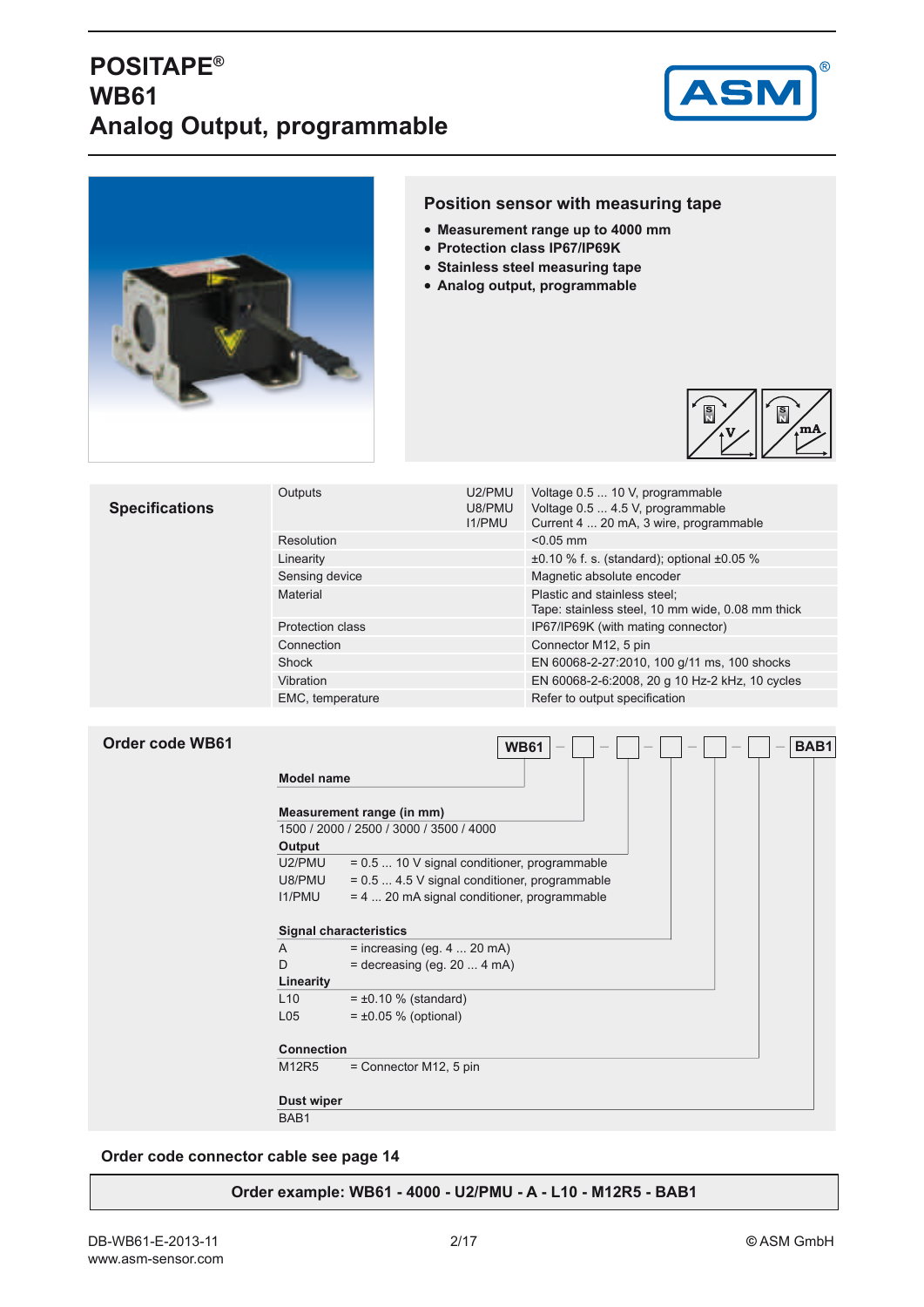# POSITAPE®
# WB61
# Analog Output, programmable

## Position sensor with measuring tape

- **Measurement range up to 4000 mm**
- **Protection class IP67/IP69K**
- **Stainless steel measuring tape**
- **Analog output, programmable**

## Specifications

| | | |
|---|---|---|
| Outputs | U2/PMU<br>U8/PMU<br>I1/PMU | Voltage 0.5 ... 10 V, programmable<br>Voltage 0.5 ... 4.5 V, programmable<br>Current 4 ... 20 mA, 3 wire, programmable |
| Resolution | | <0.05 mm |
| Linearity | | ±0.10 % f. s. (standard); optional ±0.05 % |
| Sensing device | | Magnetic absolute encoder |
| Material | | Plastic and stainless steel;<br>Tape: stainless steel, 10 mm wide, 0.08 mm thick |
| Protection class | | IP67/IP69K (with mating connector) |
| Connection | | Connector M12, 5 pin |
| Shock | | EN 60068-2-27:2010, 100 g/11 ms, 100 shocks |
| Vibration | | EN 60068-2-6:2008, 20 g 10 Hz-2 kHz, 10 cycles |
| EMC, temperature | | Refer to output specification |

## Order code WB61

WB61 – ☐ – ☐ – ☐ – ☐ – ☐ – BAB1

**Model name**

**Measurement range (in mm)**
1500 / 2000 / 2500 / 3000 / 3500 / 4000

**Output**
U2/PMU = 0.5 ... 10 V signal conditioner, programmable
U8/PMU = 0.5 ... 4.5 V signal conditioner, programmable
I1/PMU = 4 ... 20 mA signal conditioner, programmable

**Signal characteristics**
A = increasing (eg. 4 ... 20 mA)
D = decreasing (eg. 20 ... 4 mA)

**Linearity**
L10 = ±0.10 % (standard)
L05 = ±0.05 % (optional)

**Connection**
M12R5 = Connector M12, 5 pin

**Dust wiper**
BAB1

**Order code connector cable see page 14**

**Order example: WB61 - 4000 - U2/PMU - A - L10 - M12R5 - BAB1**

DB-WB61-E-2013-11
www.asm-sensor.com

© ASM GmbH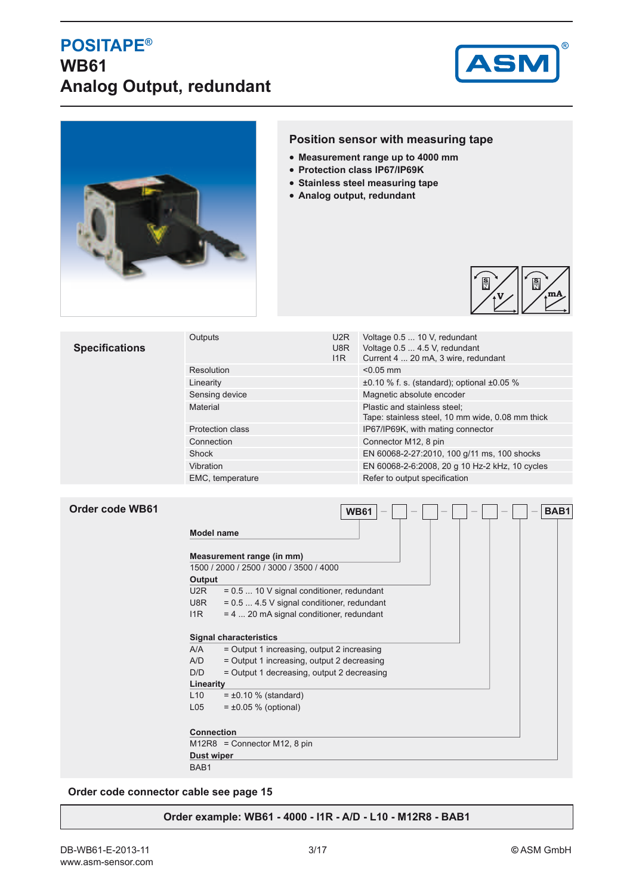# POSITAPE®
# WB61
# Analog Output, redundant

## Position sensor with measuring tape

- **Measurement range up to 4000 mm**
- **Protection class IP67/IP69K**
- **Stainless steel measuring tape**
- **Analog output, redundant**

## Specifications

| | | |
|---|---|---|
| Outputs | U2R | Voltage 0.5 ... 10 V, redundant |
| | U8R | Voltage 0.5 ... 4.5 V, redundant |
| | I1R | Current 4 ... 20 mA, 3 wire, redundant |
| Resolution | | <0.05 mm |
| Linearity | | ±0.10 % f. s. (standard); optional ±0.05 % |
| Sensing device | | Magnetic absolute encoder |
| Material | | Plastic and stainless steel; Tape: stainless steel, 10 mm wide, 0.08 mm thick |
| Protection class | | IP67/IP69K, with mating connector |
| Connection | | Connector M12, 8 pin |
| Shock | | EN 60068-2-27:2010, 100 g/11 ms, 100 shocks |
| Vibration | | EN 60068-2-6:2008, 20 g 10 Hz-2 kHz, 10 cycles |
| EMC, temperature | | Refer to output specification |

## Order code WB61

WB61 – ☐ – ☐ – ☐ – ☐ – ☐ – BAB1

**Model name**

**Measurement range (in mm)**
1500 / 2000 / 2500 / 3000 / 3500 / 4000

**Output**
- U2R = 0.5 ... 10 V signal conditioner, redundant
- U8R = 0.5 ... 4.5 V signal conditioner, redundant
- I1R = 4 ... 20 mA signal conditioner, redundant

**Signal characteristics**
- A/A = Output 1 increasing, output 2 increasing
- A/D = Output 1 increasing, output 2 decreasing
- D/D = Output 1 decreasing, output 2 decreasing

**Linearity**
- L10 = ±0.10 % (standard)
- L05 = ±0.05 % (optional)

**Connection**
- M12R8 = Connector M12, 8 pin

**Dust wiper**
BAB1

**Order code connector cable see page 15**

**Order example: WB61 - 4000 - I1R - A/D - L10 - M12R8 - BAB1**

DB-WB61-E-2013-11
www.asm-sensor.com
© ASM GmbH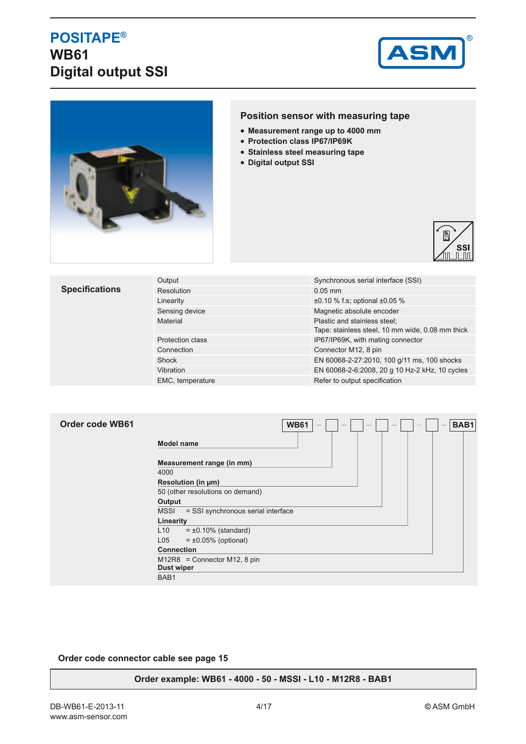# POSITAPE®
# WB61
# Digital output SSI

## Position sensor with measuring tape

- **Measurement range up to 4000 mm**
- **Protection class IP67/IP69K**
- **Stainless steel measuring tape**
- **Digital output SSI**

## Specifications

| | |
|---|---|
| Output | Synchronous serial interface (SSI) |
| Resolution | 0.05 mm |
| Linearity | ±0.10 % f.s; optional ±0.05 % |
| Sensing device | Magnetic absolute encoder |
| Material | Plastic and stainless steel;<br>Tape: stainless steel, 10 mm wide, 0.08 mm thick |
| Protection class | IP67/IP69K, with mating connector |
| Connection | Connector M12, 8 pin |
| Shock | EN 60068-2-27:2010, 100 g/11 ms, 100 shocks |
| Vibration | EN 60068-2-6:2008, 20 g 10 Hz-2 kHz, 10 cycles |
| EMC, temperature | Refer to output specification |

## Order code WB61

**WB61** – ☐ – ☐ – ☐ – ☐ – ☐ – **BAB1**

**Model name**

**Measurement range (in mm)**
4000

**Resolution (in µm)**
50 (other resolutions on demand)

**Output**
MSSI = SSI synchronous serial interface

**Linearity**
L10 = ±0.10% (standard)
L05 = ±0.05% (optional)

**Connection**
M12R8 = Connector M12, 8 pin

**Dust wiper**
BAB1

**Order code connector cable see page 15**

**Order example: WB61 - 4000 - 50 - MSSI - L10 - M12R8 - BAB1**

DB-WB61-E-2013-11
www.asm-sensor.com
© ASM GmbH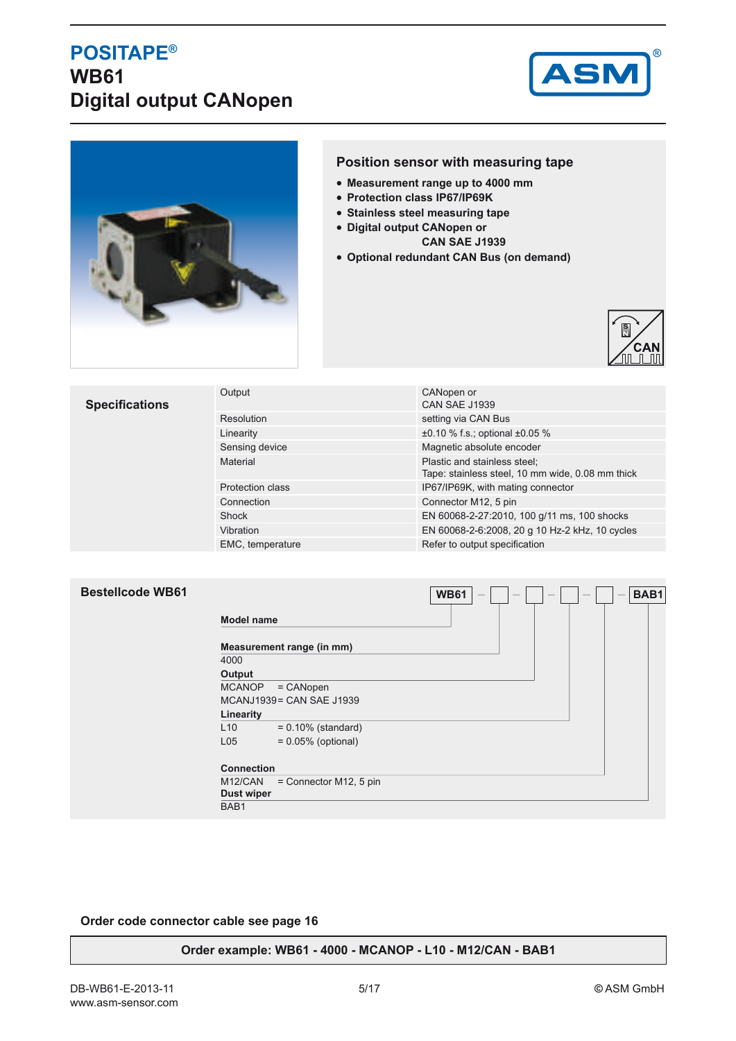# POSITAPE®
# WB61
# Digital output CANopen

## Position sensor with measuring tape

- Measurement range up to 4000 mm
- Protection class IP67/IP69K
- Stainless steel measuring tape
- Digital output CANopen or CAN SAE J1939
- Optional redundant CAN Bus (on demand)

## Specifications

| | |
|---|---|
| Output | CANopen or CAN SAE J1939 |
| Resolution | setting via CAN Bus |
| Linearity | ±0.10 % f.s.; optional ±0.05 % |
| Sensing device | Magnetic absolute encoder |
| Material | Plastic and stainless steel; Tape: stainless steel, 10 mm wide, 0.08 mm thick |
| Protection class | IP67/IP69K, with mating connector |
| Connection | Connector M12, 5 pin |
| Shock | EN 60068-2-27:2010, 100 g/11 ms, 100 shocks |
| Vibration | EN 60068-2-6:2008, 20 g 10 Hz-2 kHz, 10 cycles |
| EMC, temperature | Refer to output specification |

## Bestellcode WB61

WB61 – ☐ – ☐ – ☐ – ☐ – BAB1

**Model name**

**Measurement range (in mm)**
4000

**Output**
MCANOP = CANopen
MCANJ1939 = CAN SAE J1939

**Linearity**
L10 = 0.10% (standard)
L05 = 0.05% (optional)

**Connection**
M12/CAN = Connector M12, 5 pin

**Dust wiper**
BAB1

**Order code connector cable see page 16**

**Order example: WB61 - 4000 - MCANOP - L10 - M12/CAN - BAB1**

DB-WB61-E-2013-11
www.asm-sensor.com

© ASM GmbH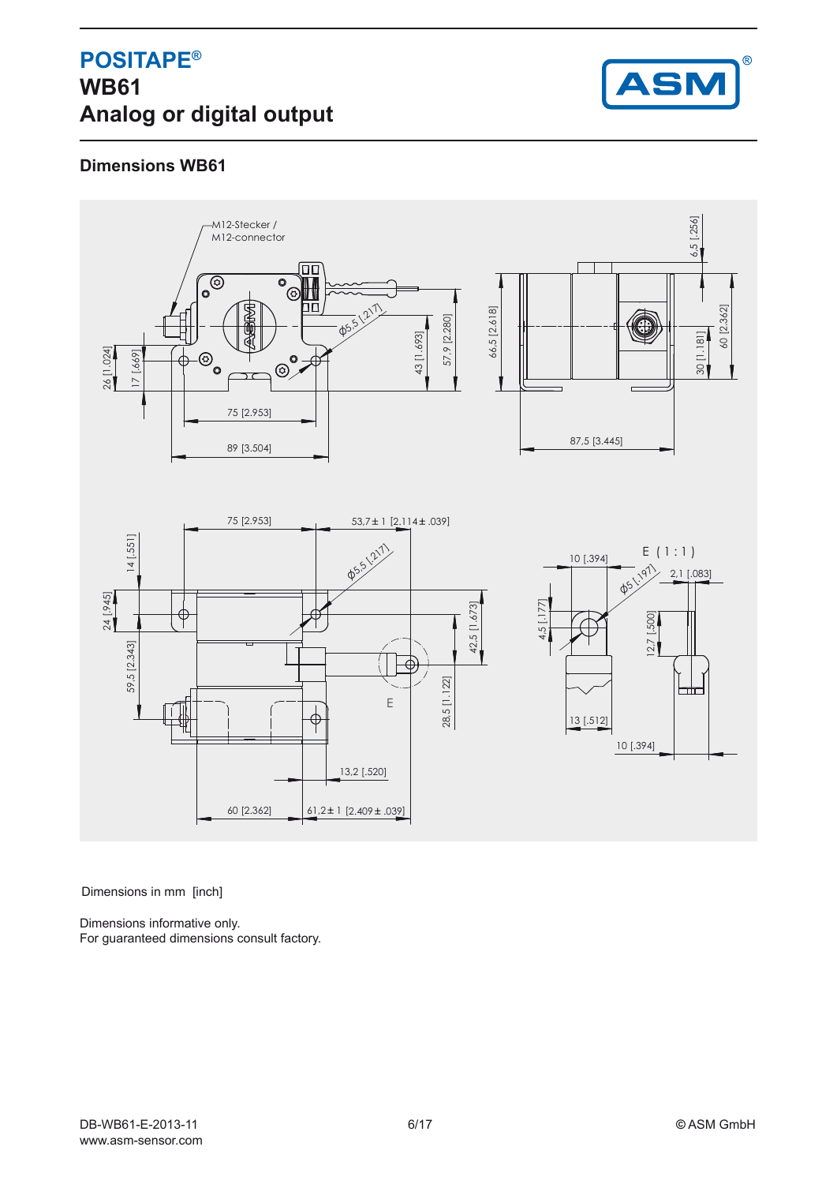# POSITAPE®
# WB61
# Analog or digital output

## Dimensions WB61

M12-Stecker /
M12-connector

Dimensions in mm [inch]

Dimensions informative only.
For guaranteed dimensions consult factory.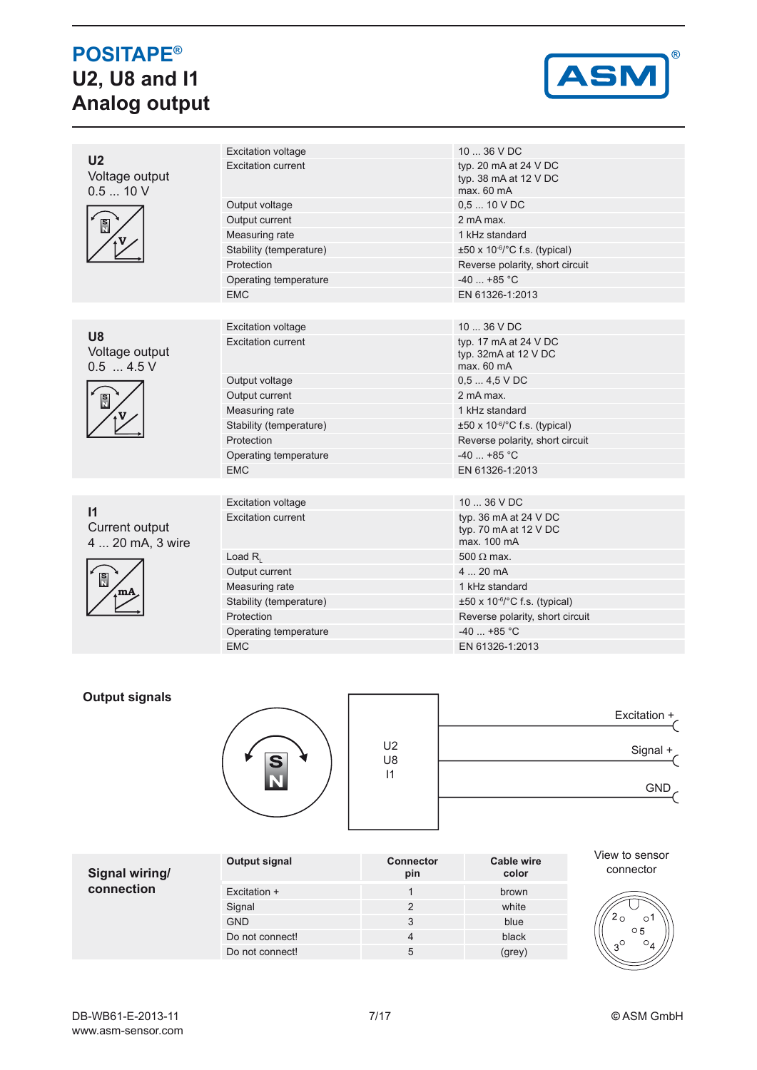# POSITAPE®
# U2, U8 and I1
# Analog output

**U2**
Voltage output
0.5 ... 10 V

| | |
|---|---|
| Excitation voltage | 10 ... 36 V DC |
| Excitation current | typ. 20 mA at 24 V DC<br>typ. 38 mA at 12 V DC<br>max. 60 mA |
| Output voltage | 0,5 ... 10 V DC |
| Output current | 2 mA max. |
| Measuring rate | 1 kHz standard |
| Stability (temperature) | ±50 x $10^{-6}$/°C f.s. (typical) |
| Protection | Reverse polarity, short circuit |
| Operating temperature | -40 ... +85 °C |
| EMC | EN 61326-1:2013 |

**U8**
Voltage output
0.5 ... 4.5 V

| | |
|---|---|
| Excitation voltage | 10 ... 36 V DC |
| Excitation current | typ. 17 mA at 24 V DC<br>typ. 32mA at 12 V DC<br>max. 60 mA |
| Output voltage | 0,5 ... 4,5 V DC |
| Output current | 2 mA max. |
| Measuring rate | 1 kHz standard |
| Stability (temperature) | ±50 x $10^{-6}$/°C f.s. (typical) |
| Protection | Reverse polarity, short circuit |
| Operating temperature | -40 ... +85 °C |
| EMC | EN 61326-1:2013 |

**I1**
Current output
4 ... 20 mA, 3 wire

| | |
|---|---|
| Excitation voltage | 10 ... 36 V DC |
| Excitation current | typ. 36 mA at 24 V DC<br>typ. 70 mA at 12 V DC<br>max. 100 mA |
| Load $R_L$ | 500 Ω max. |
| Output current | 4 ... 20 mA |
| Measuring rate | 1 kHz standard |
| Stability (temperature) | ±50 x $10^{-6}$/°C f.s. (typical) |
| Protection | Reverse polarity, short circuit |
| Operating temperature | -40 ... +85 °C |
| EMC | EN 61326-1:2013 |

## Output signals

U2
U8
I1

Excitation +
Signal +
GND

## Signal wiring/ connection

| Output signal | Connector pin | Cable wire color |
|---|---|---|
| Excitation + | 1 | brown |
| Signal | 2 | white |
| GND | 3 | blue |
| Do not connect! | 4 | black |
| Do not connect! | 5 | (grey) |

View to sensor connector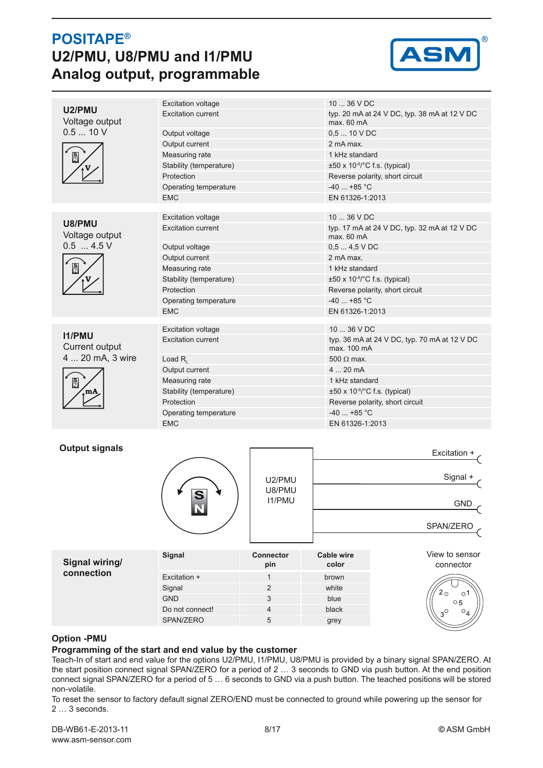# POSITAPE®

# U2/PMU, U8/PMU and I1/PMU Analog output, programmable

**U2/PMU**
Voltage output
0.5 ... 10 V

| | |
|---|---|
| Excitation voltage | 10 ... 36 V DC |
| Excitation current | typ. 20 mA at 24 V DC, typ. 38 mA at 12 V DC max. 60 mA |
| Output voltage | 0,5 ... 10 V DC |
| Output current | 2 mA max. |
| Measuring rate | 1 kHz standard |
| Stability (temperature) | ±50 x $10^{-6}$/°C f.s. (typical) |
| Protection | Reverse polarity, short circuit |
| Operating temperature | -40 ... +85 °C |
| EMC | EN 61326-1:2013 |

**U8/PMU**
Voltage output
0.5 ... 4.5 V

| | |
|---|---|
| Excitation voltage | 10 ... 36 V DC |
| Excitation current | typ. 17 mA at 24 V DC, typ. 32 mA at 12 V DC max. 60 mA |
| Output voltage | 0,5 ... 4,5 V DC |
| Output current | 2 mA max. |
| Measuring rate | 1 kHz standard |
| Stability (temperature) | ±50 x $10^{-6}$/°C f.s. (typical) |
| Protection | Reverse polarity, short circuit |
| Operating temperature | -40 ... +85 °C |
| EMC | EN 61326-1:2013 |

**I1/PMU**
Current output
4 ... 20 mA, 3 wire

| | |
|---|---|
| Excitation voltage | 10 ... 36 V DC |
| Excitation current | typ. 36 mA at 24 V DC, typ. 70 mA at 12 V DC max. 100 mA |
| Load $R_L$ | 500 Ω max. |
| Output current | 4 ... 20 mA |
| Measuring rate | 1 kHz standard |
| Stability (temperature) | ±50 x $10^{-6}$/°C f.s. (typical) |
| Protection | Reverse polarity, short circuit |
| Operating temperature | -40 ... +85 °C |
| EMC | EN 61326-1:2013 |

**Output signals**

U2/PMU
U8/PMU
I1/PMU

Excitation +
Signal +
GND
SPAN/ZERO

**Signal wiring/ connection**

| Signal | Connector pin | Cable wire color |
|---|---|---|
| Excitation + | 1 | brown |
| Signal | 2 | white |
| GND | 3 | blue |
| Do not connect! | 4 | black |
| SPAN/ZERO | 5 | grey |

View to sensor connector

## Option -PMU

### Programming of the start and end value by the customer

Teach-In of start and end value for the options U2/PMU, I1/PMU, U8/PMU is provided by a binary signal SPAN/ZERO. At the start position connect signal SPAN/ZERO for a period of 2 … 3 seconds to GND via push button. At the end position connect signal SPAN/ZERO for a period of 5 … 6 seconds to GND via a push button. The teached positions will be stored non-volatile.

To reset the sensor to factory default signal ZERO/END must be connected to ground while powering up the sensor for 2 … 3 seconds.

DB-WB61-E-2013-11
www.asm-sensor.com
© ASM GmbH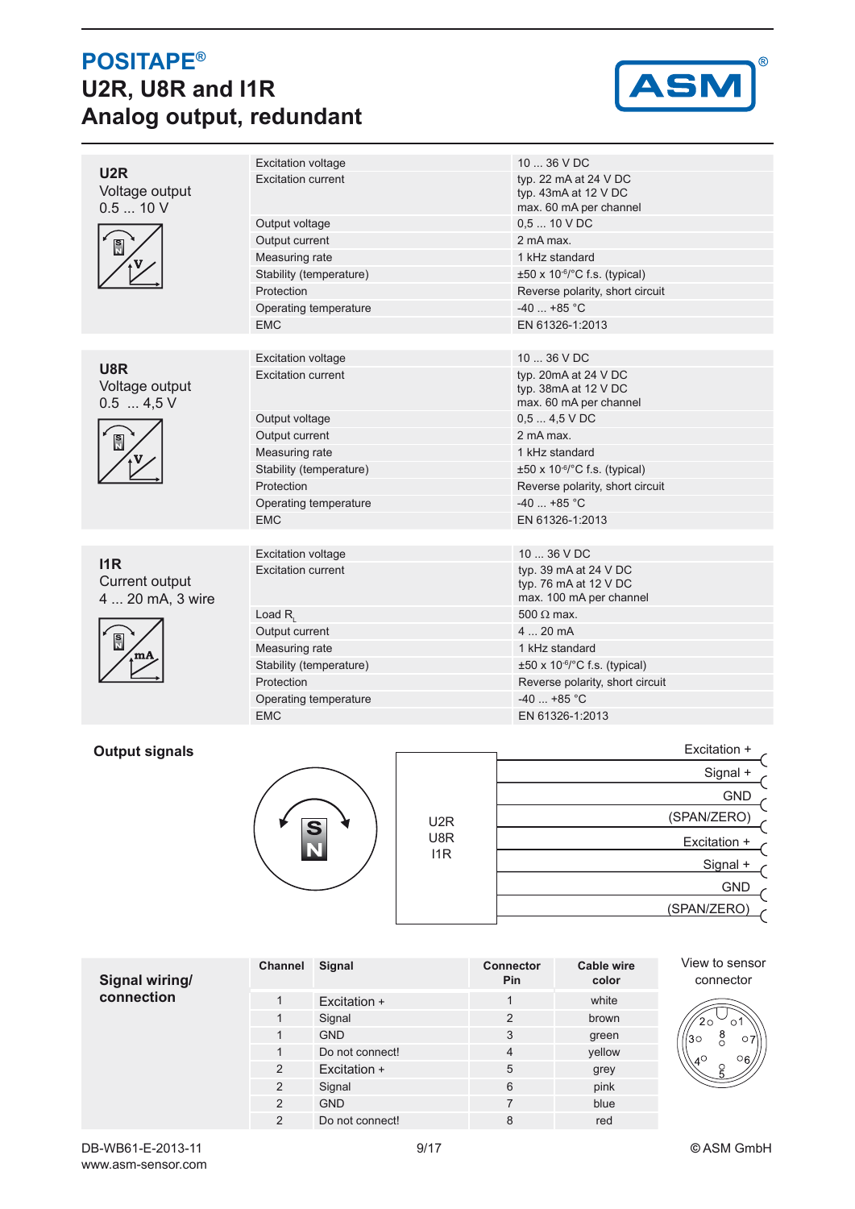# POSITAPE®

# U2R, U8R and I1R
# Analog output, redundant

### U2R
Voltage output
0.5 ... 10 V

| Parameter | Value |
|---|---|
| Excitation voltage | 10 ... 36 V DC |
| Excitation current | typ. 22 mA at 24 V DC<br>typ. 43mA at 12 V DC<br>max. 60 mA per channel |
| Output voltage | 0,5 ... 10 V DC |
| Output current | 2 mA max. |
| Measuring rate | 1 kHz standard |
| Stability (temperature) | ±50 x $10^{-6}$/°C f.s. (typical) |
| Protection | Reverse polarity, short circuit |
| Operating temperature | -40 ... +85 °C |
| EMC | EN 61326-1:2013 |

### U8R
Voltage output
0.5 ... 4,5 V

| Parameter | Value |
|---|---|
| Excitation voltage | 10 ... 36 V DC |
| Excitation current | typ. 20mA at 24 V DC<br>typ. 38mA at 12 V DC<br>max. 60 mA per channel |
| Output voltage | 0,5 ... 4,5 V DC |
| Output current | 2 mA max. |
| Measuring rate | 1 kHz standard |
| Stability (temperature) | ±50 x $10^{-6}$/°C f.s. (typical) |
| Protection | Reverse polarity, short circuit |
| Operating temperature | -40 ... +85 °C |
| EMC | EN 61326-1:2013 |

### I1R
Current output
4 ... 20 mA, 3 wire

| Parameter | Value |
|---|---|
| Excitation voltage | 10 ... 36 V DC |
| Excitation current | typ. 39 mA at 24 V DC<br>typ. 76 mA at 12 V DC<br>max. 100 mA per channel |
| Load $R_L$ | 500 Ω max. |
| Output current | 4 ... 20 mA |
| Measuring rate | 1 kHz standard |
| Stability (temperature) | ±50 x $10^{-6}$/°C f.s. (typical) |
| Protection | Reverse polarity, short circuit |
| Operating temperature | -40 ... +85 °C |
| EMC | EN 61326-1:2013 |

### Output signals

U2R / U8R / I1R:

- Excitation +
- Signal +
- GND
- (SPAN/ZERO)
- Excitation +
- Signal +
- GND
- (SPAN/ZERO)

### Signal wiring/ connection

| Channel | Signal | Connector Pin | Cable wire color |
|---|---|---|---|
| 1 | Excitation + | 1 | white |
| 1 | Signal | 2 | brown |
| 1 | GND | 3 | green |
| 1 | Do not connect! | 4 | yellow |
| 2 | Excitation + | 5 | grey |
| 2 | Signal | 6 | pink |
| 2 | GND | 7 | blue |
| 2 | Do not connect! | 8 | red |

View to sensor connector

DB-WB61-E-2013-11
www.asm-sensor.com

© ASM GmbH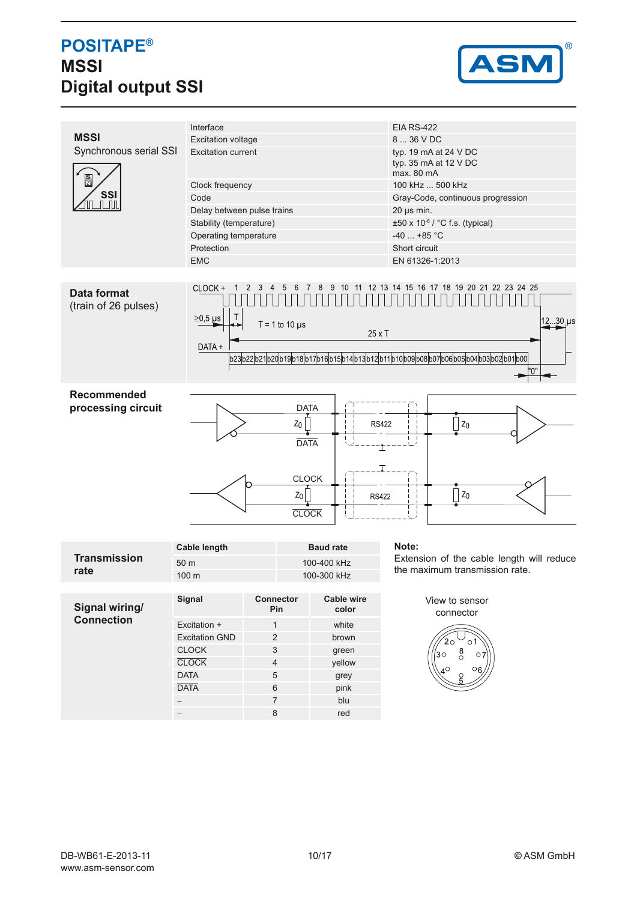# POSITAPE®
## MSSI
## Digital output SSI

**MSSI**
Synchronous serial SSI

| Parameter | Value |
|---|---|
| Interface | EIA RS-422 |
| Excitation voltage | 8 ... 36 V DC |
| Excitation current | typ. 19 mA at 24 V DC<br>typ. 35 mA at 12 V DC<br>max. 80 mA |
| Clock frequency | 100 kHz ... 500 kHz |
| Code | Gray-Code, continuous progression |
| Delay between pulse trains | 20 µs min. |
| Stability (temperature) | ±50 x $10^{-6}$ / °C f.s. (typical) |
| Operating temperature | -40 ... +85 °C |
| Protection | Short circuit |
| EMC | EN 61326-1:2013 |

**Data format**
(train of 26 pulses)

CLOCK + 1 2 3 4 5 6 7 8 9 10 11 12 13 14 15 16 17 18 19 20 21 22 23 24 25

≥0,5 µs  T  T = 1 to 10 µs  25 x T  12...30 µs

DATA + b23 b22 b21 b20 b19 b18 b17 b16 b15 b14 b13 b12 b11 b10 b09 b08 b07 b06 b05 b04 b03 b02 b01 b00 "0"

**Recommended processing circuit**

DATA, $Z_0$, DATA, RS422, CLOCK, $Z_0$, CLOCK, RS422

**Transmission rate**

| Cable length | Baud rate |
|---|---|
| 50 m | 100-400 kHz |
| 100 m | 100-300 kHz |

**Note:**
Extension of the cable length will reduce the maximum transmission rate.

**Signal wiring/ Connection**

| Signal | Connector Pin | Cable wire color |
|---|---|---|
| Excitation + | 1 | white |
| Excitation GND | 2 | brown |
| CLOCK | 3 | green |
| $\overline{\text{CLOCK}}$ | 4 | yellow |
| DATA | 5 | grey |
| $\overline{\text{DATA}}$ | 6 | pink |
| – | 7 | blu |
| – | 8 | red |

View to sensor connector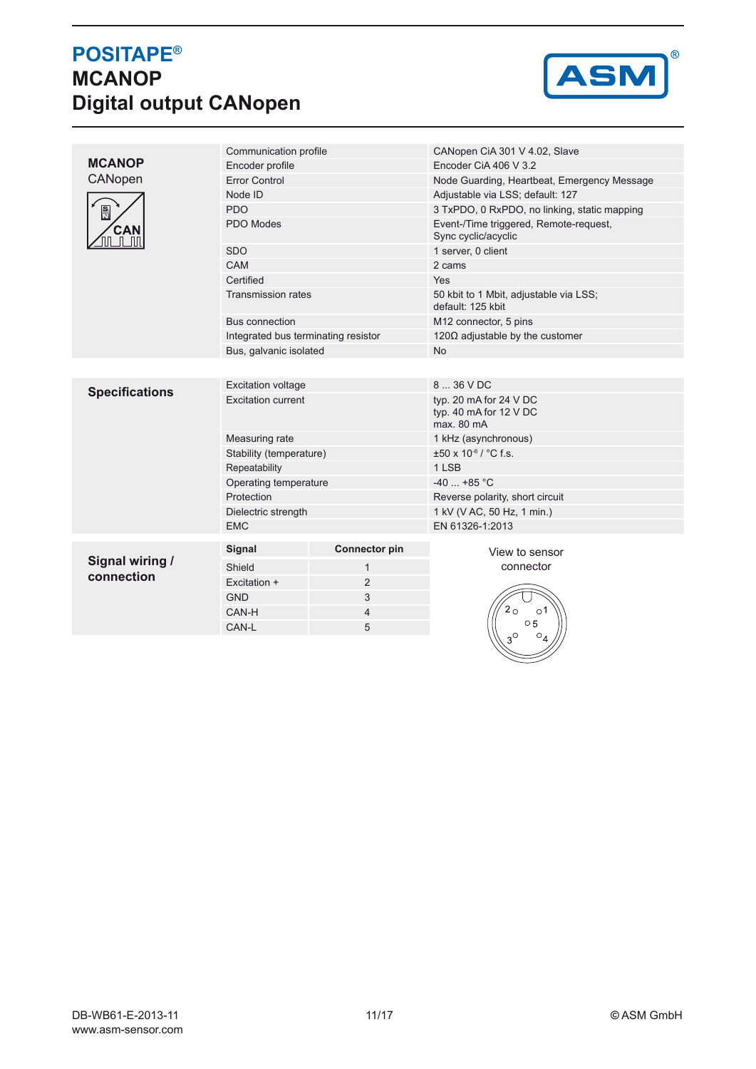# POSITAPE®
# MCANOP
# Digital output CANopen

## MCANOP
CANopen

| | |
|---|---|
| Communication profile | CANopen CiA 301 V 4.02, Slave |
| Encoder profile | Encoder CiA 406 V 3.2 |
| Error Control | Node Guarding, Heartbeat, Emergency Message |
| Node ID | Adjustable via LSS; default: 127 |
| PDO | 3 TxPDO, 0 RxPDO, no linking, static mapping |
| PDO Modes | Event-/Time triggered, Remote-request, Sync cyclic/acyclic |
| SDO | 1 server, 0 client |
| CAM | 2 cams |
| Certified | Yes |
| Transmission rates | 50 kbit to 1 Mbit, adjustable via LSS; default: 125 kbit |
| Bus connection | M12 connector, 5 pins |
| Integrated bus terminating resistor | 120Ω adjustable by the customer |
| Bus, galvanic isolated | No |

## Specifications

| | |
|---|---|
| Excitation voltage | 8 ... 36 V DC |
| Excitation current | typ. 20 mA for 24 V DC<br>typ. 40 mA for 12 V DC<br>max. 80 mA |
| Measuring rate | 1 kHz (asynchronous) |
| Stability (temperature) | ±50 x $10^{-6}$ / °C f.s. |
| Repeatability | 1 LSB |
| Operating temperature | -40 ... +85 °C |
| Protection | Reverse polarity, short circuit |
| Dielectric strength | 1 kV (V AC, 50 Hz, 1 min.) |
| EMC | EN 61326-1:2013 |

## Signal wiring / connection

| Signal | Connector pin |
|---|---|
| Shield | 1 |
| Excitation + | 2 |
| GND | 3 |
| CAN-H | 4 |
| CAN-L | 5 |

View to sensor connector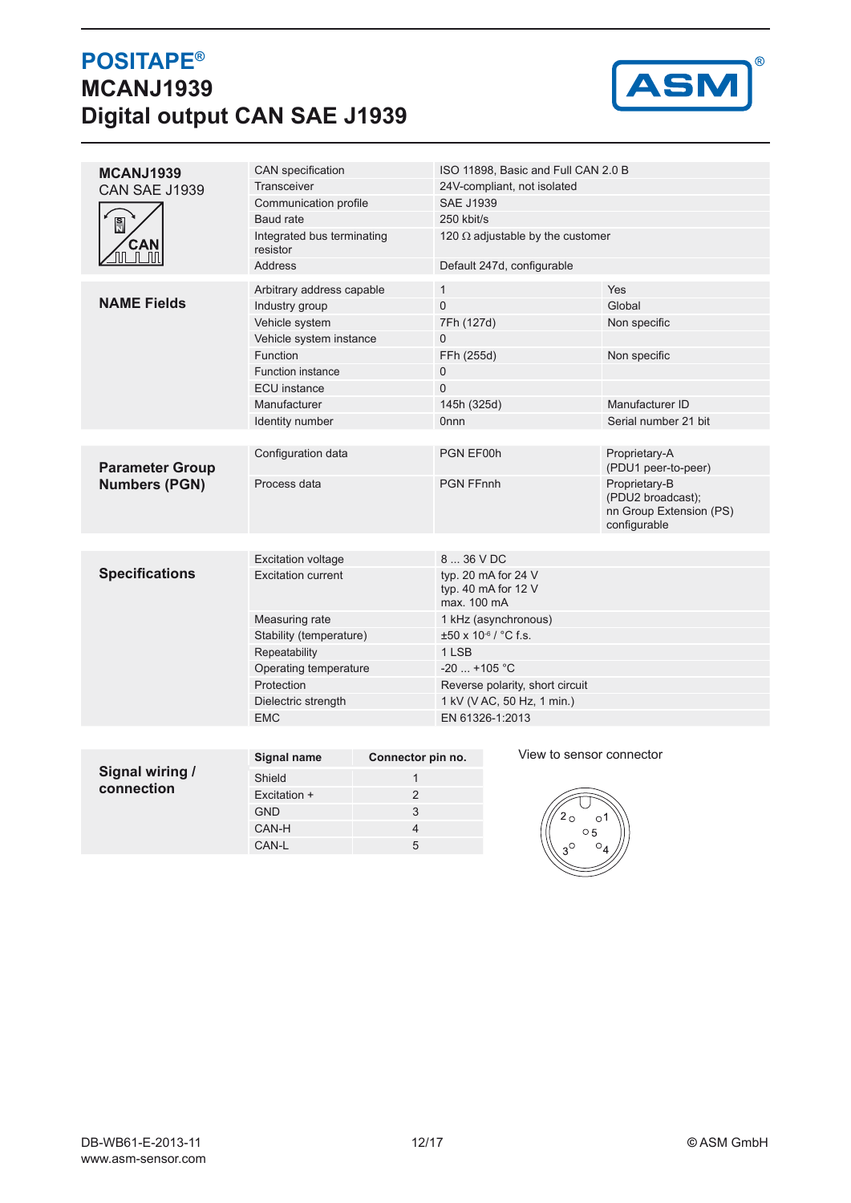# POSITAPE®

# MCANJ1939

# Digital output CAN SAE J1939

## MCANJ1939

CAN SAE J1939

| Parameter | Value |
|---|---|
| CAN specification | ISO 11898, Basic and Full CAN 2.0 B |
| Transceiver | 24V-compliant, not isolated |
| Communication profile | SAE J1939 |
| Baud rate | 250 kbit/s |
| Integrated bus terminating resistor | 120 Ω adjustable by the customer |
| Address | Default 247d, configurable |

## NAME Fields

| Field | Value | Description |
|---|---|---|
| Arbitrary address capable | 1 | Yes |
| Industry group | 0 | Global |
| Vehicle system | 7Fh (127d) | Non specific |
| Vehicle system instance | 0 | |
| Function | FFh (255d) | Non specific |
| Function instance | 0 | |
| ECU instance | 0 | |
| Manufacturer | 145h (325d) | Manufacturer ID |
| Identity number | 0nnn | Serial number 21 bit |

## Parameter Group Numbers (PGN)

| Data | PGN | Description |
|---|---|---|
| Configuration data | PGN EF00h | Proprietary-A (PDU1 peer-to-peer) |
| Process data | PGN FFnnh | Proprietary-B (PDU2 broadcast); nn Group Extension (PS) configurable |

## Specifications

| Parameter | Value |
|---|---|
| Excitation voltage | 8 ... 36 V DC |
| Excitation current | typ. 20 mA for 24 V<br>typ. 40 mA for 12 V<br>max. 100 mA |
| Measuring rate | 1 kHz (asynchronous) |
| Stability (temperature) | ±50 x $10^{-6}$ / °C f.s. |
| Repeatability | 1 LSB |
| Operating temperature | -20 ... +105 °C |
| Protection | Reverse polarity, short circuit |
| Dielectric strength | 1 kV (V AC, 50 Hz, 1 min.) |
| EMC | EN 61326-1:2013 |

## Signal wiring / connection

| Signal name | Connector pin no. |
|---|---|
| Shield | 1 |
| Excitation + | 2 |
| GND | 3 |
| CAN-H | 4 |
| CAN-L | 5 |

View to sensor connector

DB-WB61-E-2013-11
www.asm-sensor.com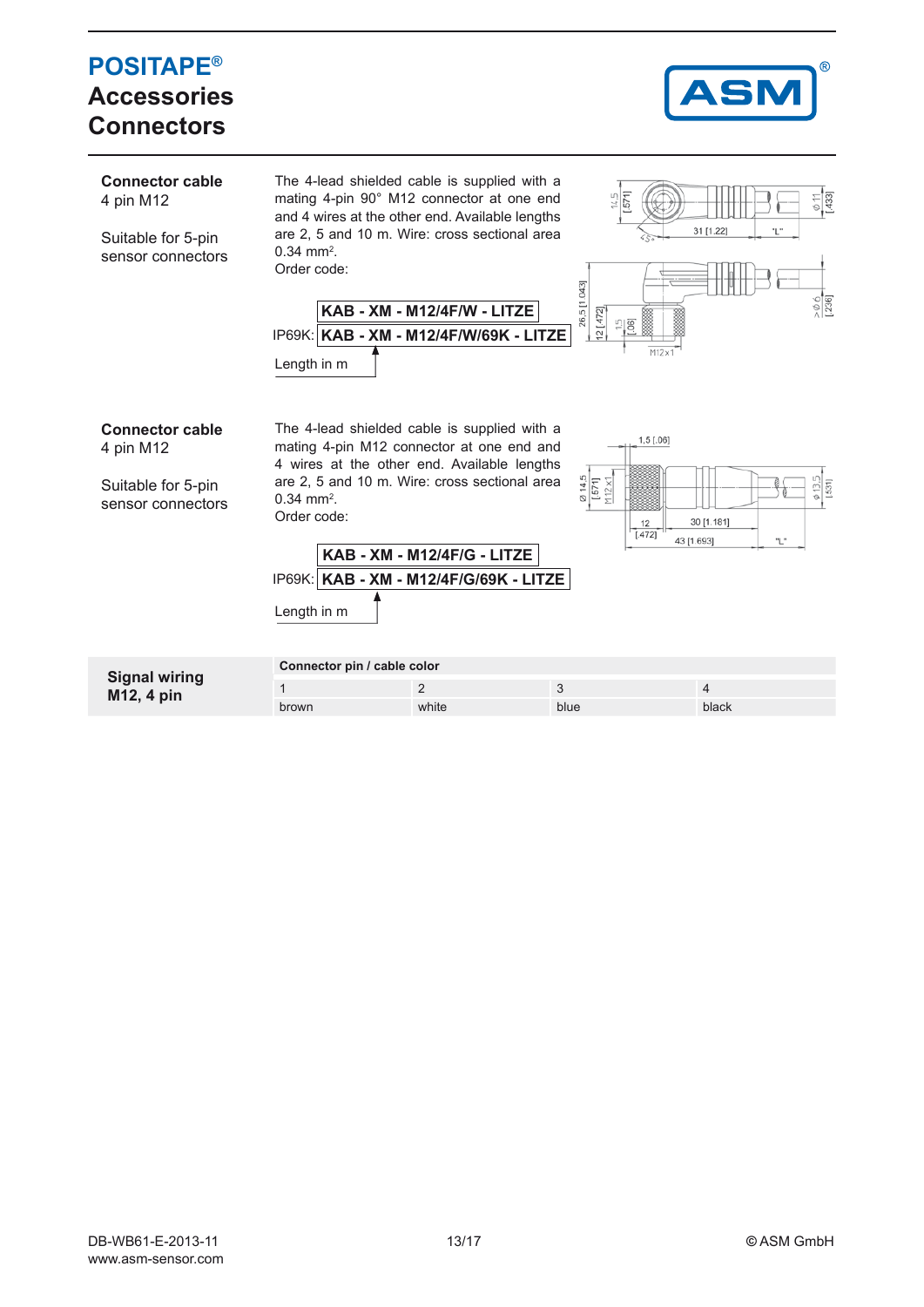# POSITAPE®

## Accessories
## Connectors

**Connector cable**
4 pin M12

Suitable for 5-pin sensor connectors

The 4-lead shielded cable is supplied with a mating 4-pin 90° M12 connector at one end and 4 wires at the other end. Available lengths are 2, 5 and 10 m. Wire: cross sectional area 0.34 mm².

Order code:

**KAB - XM - M12/4F/W - LITZE**

IP69K: **KAB - XM - M12/4F/W/69K - LITZE**

Length in m

**Connector cable**
4 pin M12

Suitable for 5-pin sensor connectors

The 4-lead shielded cable is supplied with a mating 4-pin M12 connector at one end and 4 wires at the other end. Available lengths are 2, 5 and 10 m. Wire: cross sectional area 0.34 mm².

Order code:

**KAB - XM - M12/4F/G - LITZE**

IP69K: **KAB - XM - M12/4F/G/69K - LITZE**

Length in m

**Signal wiring M12, 4 pin**

| Connector pin / cable color | | | |
|---|---|---|---|
| 1 | 2 | 3 | 4 |
| brown | white | blue | black |

DB-WB61-E-2013-11
www.asm-sensor.com

© ASM GmbH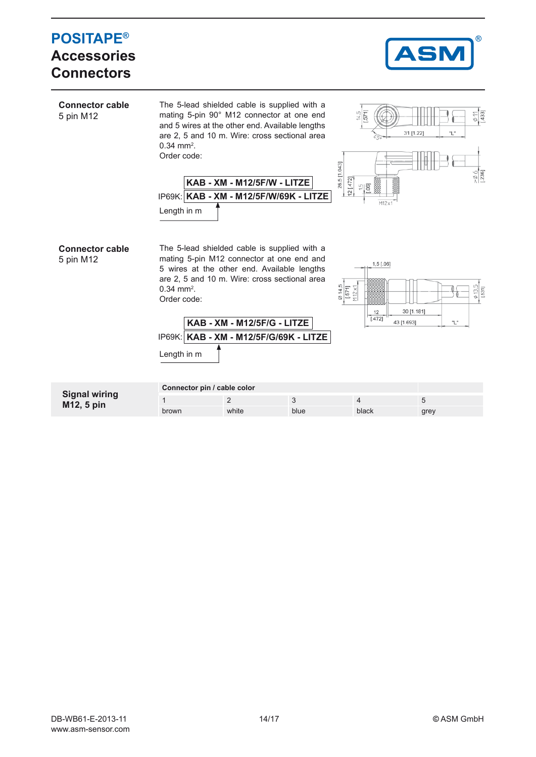# POSITAPE®
## Accessories
## Connectors

**Connector cable**
5 pin M12

The 5-lead shielded cable is supplied with a mating 5-pin 90° M12 connector at one end and 5 wires at the other end. Available lengths are 2, 5 and 10 m. Wire: cross sectional area 0.34 mm².
Order code:

**KAB - XM - M12/5F/W - LITZE**

IP69K: **KAB - XM - M12/5F/W/69K - LITZE**

Length in m

**Connector cable**
5 pin M12

The 5-lead shielded cable is supplied with a mating 5-pin M12 connector at one end and 5 wires at the other end. Available lengths are 2, 5 and 10 m. Wire: cross sectional area 0.34 mm².
Order code:

**KAB - XM - M12/5F/G - LITZE**

IP69K: **KAB - XM - M12/5F/G/69K - LITZE**

Length in m

**Signal wiring M12, 5 pin**

| Connector pin / cable color | | | | |
|---|---|---|---|---|
| 1 | 2 | 3 | 4 | 5 |
| brown | white | blue | black | grey |

DB-WB61-E-2013-11
www.asm-sensor.com

© ASM GmbH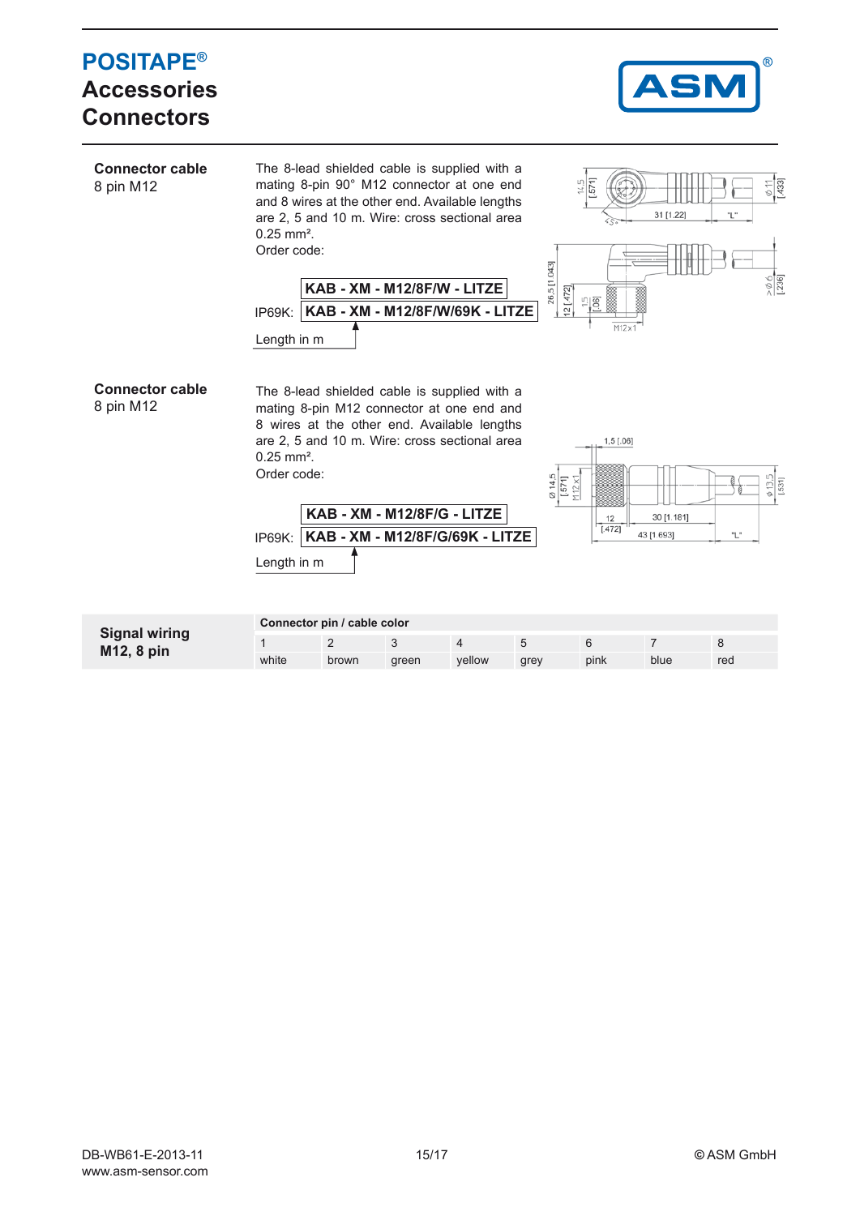# POSITAPE®

## Accessories
## Connectors

**Connector cable**
8 pin M12

The 8-lead shielded cable is supplied with a mating 8-pin 90° M12 connector at one end and 8 wires at the other end. Available lengths are 2, 5 and 10 m. Wire: cross sectional area 0.25 mm².

Order code:

KAB - XM - M12/8F/W - LITZE

IP69K: KAB - XM - M12/8F/W/69K - LITZE

Length in m

**Connector cable**
8 pin M12

The 8-lead shielded cable is supplied with a mating 8-pin M12 connector at one end and 8 wires at the other end. Available lengths are 2, 5 and 10 m. Wire: cross sectional area 0.25 mm².

Order code:

KAB - XM - M12/8F/G - LITZE

IP69K: KAB - XM - M12/8F/G/69K - LITZE

Length in m

**Signal wiring**
**M12, 8 pin**

| Connector pin / cable color | | | | | | | |
|---|---|---|---|---|---|---|---|
| 1 | 2 | 3 | 4 | 5 | 6 | 7 | 8 |
| white | brown | green | yellow | grey | pink | blue | red |

DB-WB61-E-2013-11
www.asm-sensor.com

© ASM GmbH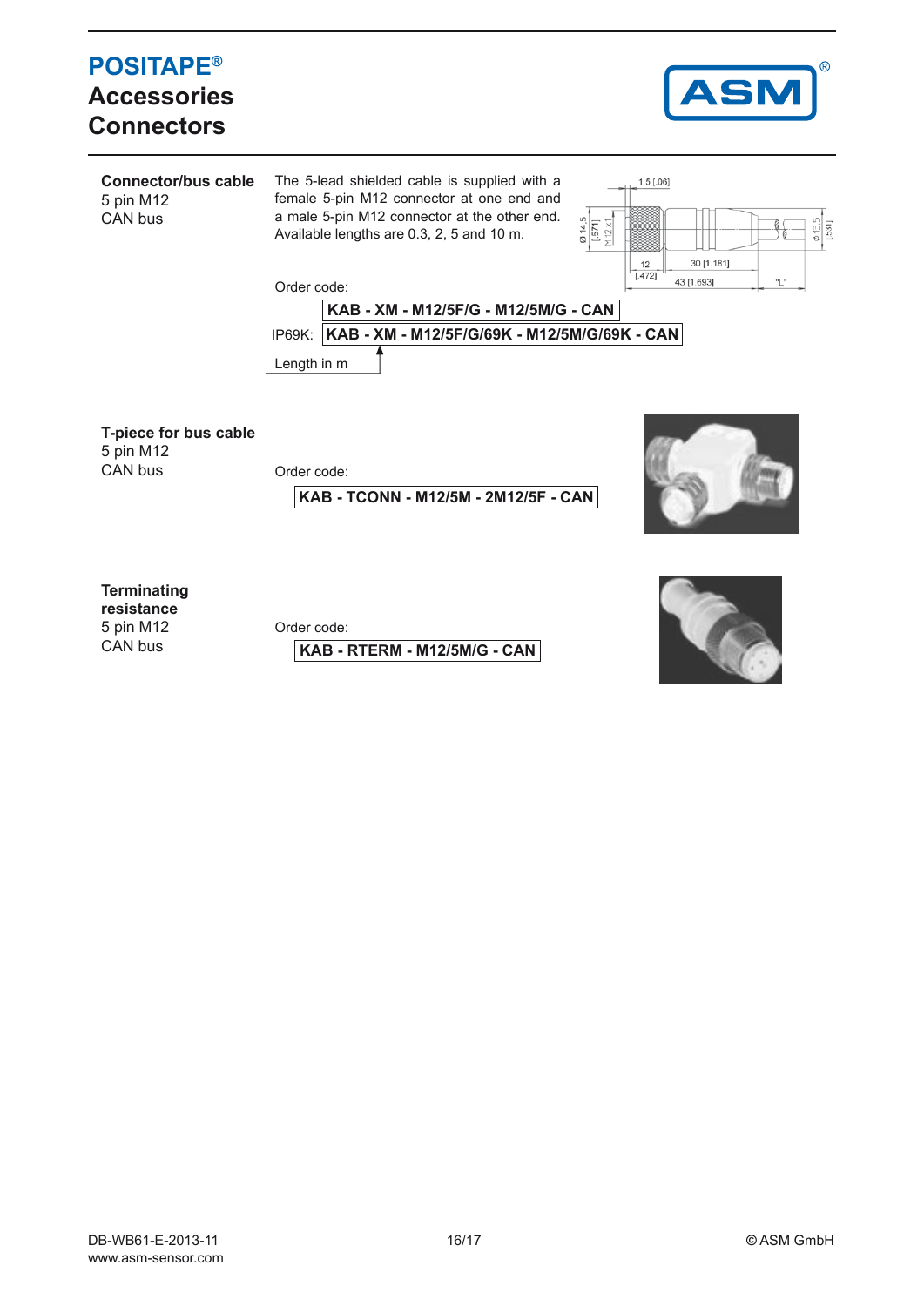# POSITAPE®
## Accessories
## Connectors

**Connector/bus cable**
5 pin M12
CAN bus

The 5-lead shielded cable is supplied with a female 5-pin M12 connector at one end and a male 5-pin M12 connector at the other end. Available lengths are 0.3, 2, 5 and 10 m.

Order code:

**KAB - XM - M12/5F/G - M12/5M/G - CAN**

IP69K: **KAB - XM - M12/5F/G/69K - M12/5M/G/69K - CAN**

Length in m

**T-piece for bus cable**
5 pin M12
CAN bus

Order code:

**KAB - TCONN - M12/5M - 2M12/5F - CAN**

**Terminating resistance**
5 pin M12
CAN bus

Order code:

**KAB - RTERM - M12/5M/G - CAN**

DB-WB61-E-2013-11
www.asm-sensor.com

© ASM GmbH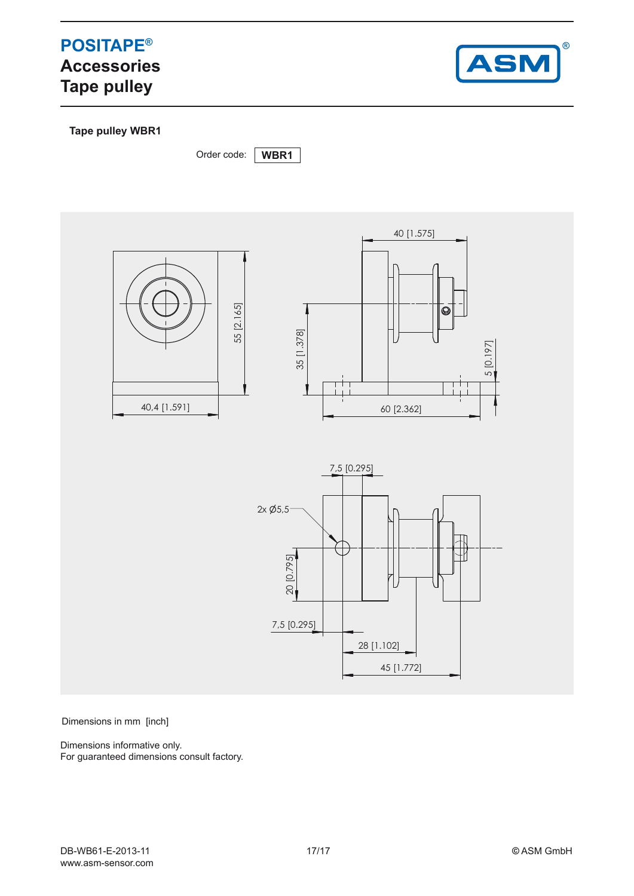# POSITAPE®
# Accessories
# Tape pulley

**Tape pulley WBR1**

Order code: **WBR1**

40 [1.575]

55 [2.165]

35 [1.378]

5 [0.197]

40,4 [1.591]

60 [2.362]

7,5 [0.295]

2x Ø5,5

20 [0.795]

7,5 [0.295]

28 [1.102]

45 [1.772]

Dimensions in mm [inch]

Dimensions informative only.
For guaranteed dimensions consult factory.

DB-WB61-E-2013-11
www.asm-sensor.com

© ASM GmbH